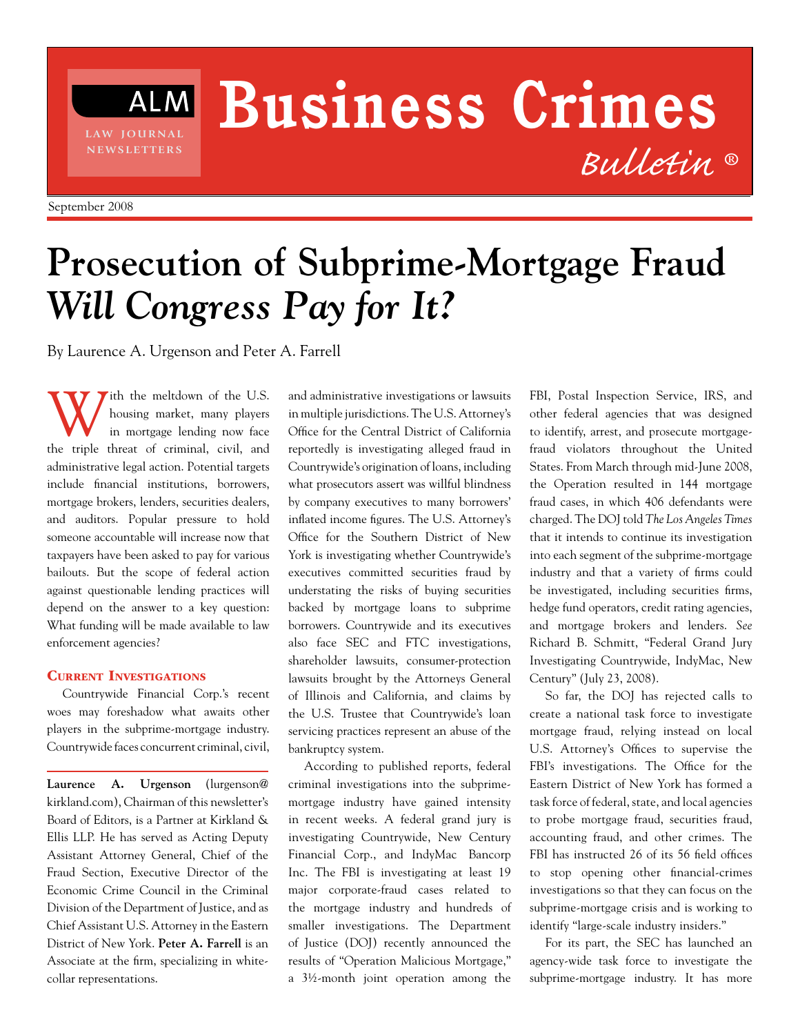# Business Crimes Bulletin ®

ALM LAW JOURNAL NEWSLETTERS

September 2008

# Prosecution of Subprime-Mortgage Fraud *Will Congress Pay for It?*

By Laurence A. Urgenson and Peter A. Farrell

With the meltdown of the U.S. housing market, many players in mortgage lending now face the triple threat of criminal, civil, and administrative legal action. Potential targets include financial institutions, borrowers, mortgage brokers, lenders, securities dealers, and auditors. Popular pressure to hold someone accountable will increase now that taxpayers have been asked to pay for various bailouts. But the scope of federal action against questionable lending practices will depend on the answer to a key question: What funding will be made available to law enforcement agencies?

## Current Investigations

Countrywide Financial Corp.'s recent woes may foreshadow what awaits other players in the subprime-mortgage industry. Countrywide faces concurrent criminal, civil, and administrative investigations or lawsuits in multiple jurisdictions. The U.S. Attorney's Office for the Central District of California reportedly is investigating alleged fraud in Countrywide's origination of loans, including what prosecutors assert was willful blindness by company executives to many borrowers' inflated income figures. The U.S. Attorney's Office for the Southern District of New York is investigating whether Countrywide's executives committed securities fraud by understating the risks of buying securities backed by mortgage loans to subprime borrowers. Countrywide and its executives also face SEC and FTC investigations, shareholder lawsuits, consumer-protection lawsuits brought by the Attorneys General of Illinois and California, and claims by the U.S. Trustee that Countrywide's loan servicing practices represent an abuse of the bankruptcy system.

According to published reports, federal criminal investigations into the subprime-mortgage industry have gained intensity in recent weeks. A federal grand jury is investigating Countrywide, New Century Financial Corp., and IndyMac Bancorp Inc. The FBI is investigating at least 19 major corporate-fraud cases related to the mortgage industry and hundreds of smaller investigations. The Department of Justice (DOJ) recently announced the results of "Operation Malicious Mortgage," a 3½-month joint operation among the FBI, Postal Inspection Service, IRS, and other federal agencies that was designed to identify, arrest, and prosecute mortgage-fraud violators throughout the United States. From March through mid-June 2008, the Operation resulted in 144 mortgage fraud cases, in which 406 defendants were charged. The DOJ told *The Los Angeles Times* that it intends to continue its investigation into each segment of the subprime-mortgage industry and that a variety of firms could be investigated, including securities firms, hedge fund operators, credit rating agencies, and mortgage brokers and lenders. *See* Richard B. Schmitt, "Federal Grand Jury Investigating Countrywide, IndyMac, New Century" (July 23, 2008).

So far, the DOJ has rejected calls to create a national task force to investigate mortgage fraud, relying instead on local U.S. Attorney's Offices to supervise the FBI's investigations. The Office for the Eastern District of New York has formed a task force of federal, state, and local agencies to probe mortgage fraud, securities fraud, accounting fraud, and other crimes. The FBI has instructed 26 of its 56 field offices to stop opening other financial-crimes investigations so that they can focus on the subprime-mortgage crisis and is working to identify "large-scale industry insiders."

For its part, the SEC has launched an agency-wide task force to investigate the subprime-mortgage industry. It has more

---

**Laurence A. Urgenson** (lurgenson@kirkland.com), Chairman of this newsletter's Board of Editors, is a Partner at Kirkland & Ellis LLP. He has served as Acting Deputy Assistant Attorney General, Chief of the Fraud Section, Executive Director of the Economic Crime Council in the Criminal Division of the Department of Justice, and as Chief Assistant U.S. Attorney in the Eastern District of New York. **Peter A. Farrell** is an Associate at the firm, specializing in white-collar representations.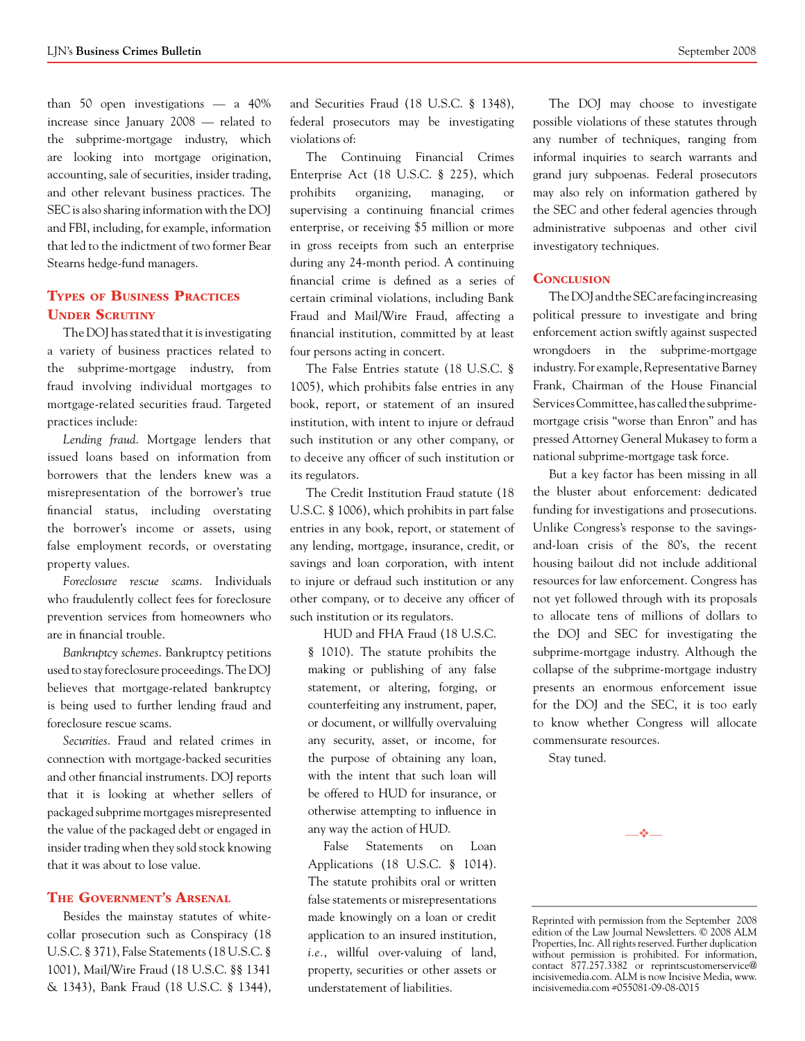than 50 open investigations — a 40% increase since January 2008 — related to the subprime-mortgage industry, which are looking into mortgage origination, accounting, sale of securities, insider trading, and other relevant business practices. The SEC is also sharing information with the DOJ and FBI, including, for example, information that led to the indictment of two former Bear Stearns hedge-fund managers.

## Types of Business Practices Under Scrutiny

The DOJ has stated that it is investigating a variety of business practices related to the subprime-mortgage industry, from fraud involving individual mortgages to mortgage-related securities fraud. Targeted practices include:

*Lending fraud*. Mortgage lenders that issued loans based on information from borrowers that the lenders knew was a misrepresentation of the borrower's true financial status, including overstating the borrower's income or assets, using false employment records, or overstating property values.

*Foreclosure rescue scams*. Individuals who fraudulently collect fees for foreclosure prevention services from homeowners who are in financial trouble.

*Bankruptcy schemes*. Bankruptcy petitions used to stay foreclosure proceedings. The DOJ believes that mortgage-related bankruptcy is being used to further lending fraud and foreclosure rescue scams.

*Securities*. Fraud and related crimes in connection with mortgage-backed securities and other financial instruments. DOJ reports that it is looking at whether sellers of packaged subprime mortgages misrepresented the value of the packaged debt or engaged in insider trading when they sold stock knowing that it was about to lose value.

## The Government's Arsenal

Besides the mainstay statutes of white-collar prosecution such as Conspiracy (18 U.S.C. § 371), False Statements (18 U.S.C. § 1001), Mail/Wire Fraud (18 U.S.C. §§ 1341 & 1343), Bank Fraud (18 U.S.C. § 1344), and Securities Fraud (18 U.S.C. § 1348), federal prosecutors may be investigating violations of:

The Continuing Financial Crimes Enterprise Act (18 U.S.C. § 225), which prohibits organizing, managing, or supervising a continuing financial crimes enterprise, or receiving $5 million or more in gross receipts from such an enterprise during any 24-month period. A continuing financial crime is defined as a series of certain criminal violations, including Bank Fraud and Mail/Wire Fraud, affecting a financial institution, committed by at least four persons acting in concert.

The False Entries statute (18 U.S.C. § 1005), which prohibits false entries in any book, report, or statement of an insured institution, with intent to injure or defraud such institution or any other company, or to deceive any officer of such institution or its regulators.

The Credit Institution Fraud statute (18 U.S.C. § 1006), which prohibits in part false entries in any book, report, or statement of any lending, mortgage, insurance, credit, or savings and loan corporation, with intent to injure or defraud such institution or any other company, or to deceive any officer of such institution or its regulators.

HUD and FHA Fraud (18 U.S.C. § 1010). The statute prohibits the making or publishing of any false statement, or altering, forging, or counterfeiting any instrument, paper, or document, or willfully overvaluing any security, asset, or income, for the purpose of obtaining any loan, with the intent that such loan will be offered to HUD for insurance, or otherwise attempting to influence in any way the action of HUD.

False Statements on Loan Applications (18 U.S.C. § 1014). The statute prohibits oral or written false statements or misrepresentations made knowingly on a loan or credit application to an insured institution, *i.e.*, willful over-valuing of land, property, securities or other assets or understatement of liabilities.

The DOJ may choose to investigate possible violations of these statutes through any number of techniques, ranging from informal inquiries to search warrants and grand jury subpoenas. Federal prosecutors may also rely on information gathered by the SEC and other federal agencies through administrative subpoenas and other civil investigatory techniques.

## Conclusion

The DOJ and the SEC are facing increasing political pressure to investigate and bring enforcement action swiftly against suspected wrongdoers in the subprime-mortgage industry. For example, Representative Barney Frank, Chairman of the House Financial Services Committee, has called the subprime-mortgage crisis "worse than Enron" and has pressed Attorney General Mukasey to form a national subprime-mortgage task force.

But a key factor has been missing in all the bluster about enforcement: dedicated funding for investigations and prosecutions. Unlike Congress's response to the savings-and-loan crisis of the 80's, the recent housing bailout did not include additional resources for law enforcement. Congress has not yet followed through with its proposals to allocate tens of millions of dollars to the DOJ and SEC for investigating the subprime-mortgage industry. Although the collapse of the subprime-mortgage industry presents an enormous enforcement issue for the DOJ and the SEC, it is too early to know whether Congress will allocate commensurate resources.

Stay tuned.

—❖—

Reprinted with permission from the September 2008 edition of the Law Journal Newsletters. © 2008 ALM Properties, Inc. All rights reserved. Further duplication without permission is prohibited. For information, contact 877.257.3382 or reprintscustomerservice@incisivemedia.com. ALM is now Incisive Media, www.incisivemedia.com #055081-09-08-0015